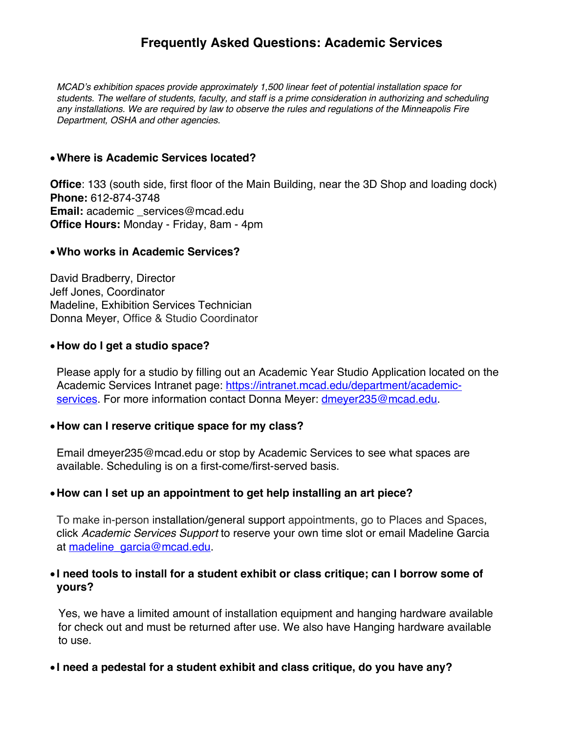# Frequently Asked Questions: Academic Services

*MCAD's exhibition spaces provide approximately 1,500 linear feet of potential installation space for students. The welfare of students, faculty, and staff is a prime consideration in authorizing and scheduling any installations. We are required by law to observe the rules and regulations of the Minneapolis Fire Department, OSHA and other agencies.*

- **Where is Academic Services located?**

**Office**: 133 (south side, first floor of the Main Building, near the 3D Shop and loading dock)
**Phone:** 612-874-3748
**Email:** academic _services@mcad.edu
**Office Hours:** Monday - Friday, 8am - 4pm

- **Who works in Academic Services?**

David Bradberry, Director
Jeff Jones, Coordinator
Madeline, Exhibition Services Technician
Donna Meyer, Office & Studio Coordinator

- **How do I get a studio space?**

Please apply for a studio by filling out an Academic Year Studio Application located on the Academic Services Intranet page: https://intranet.mcad.edu/department/academic-services. For more information contact Donna Meyer: dmeyer235@mcad.edu.

- **How can I reserve critique space for my class?**

Email dmeyer235@mcad.edu or stop by Academic Services to see what spaces are available. Scheduling is on a first-come/first-served basis.

- **How can I set up an appointment to get help installing an art piece?**

To make in-person installation/general support appointments, go to Places and Spaces, click *Academic Services Support* to reserve your own time slot or email Madeline Garcia at madeline_garcia@mcad.edu.

- **I need tools to install for a student exhibit or class critique; can I borrow some of yours?**

Yes, we have a limited amount of installation equipment and hanging hardware available for check out and must be returned after use. We also have Hanging hardware available to use.

- **I need a pedestal for a student exhibit and class critique, do you have any?**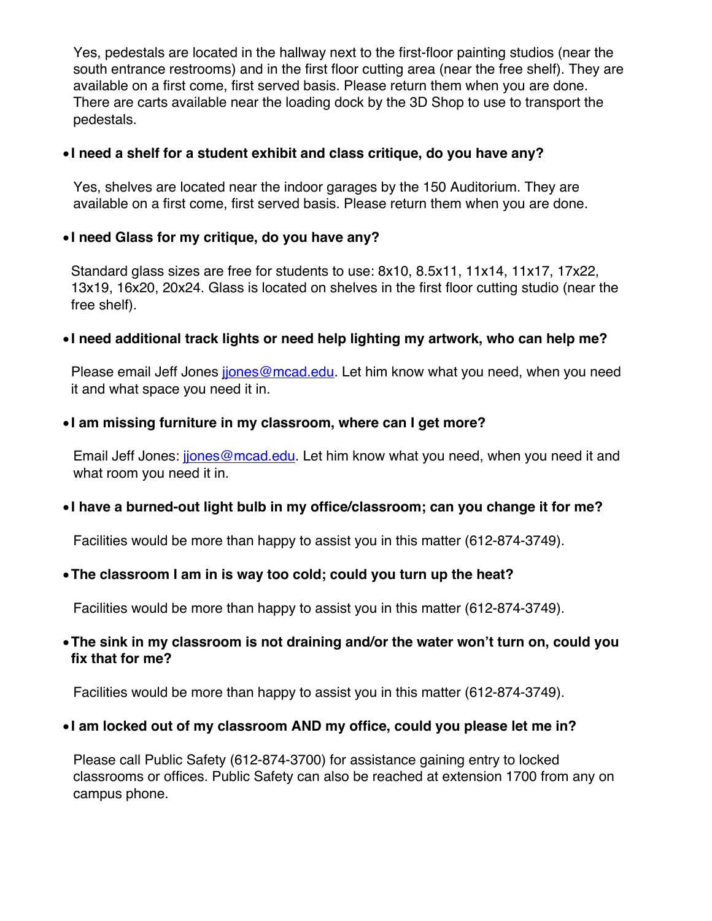Yes, pedestals are located in the hallway next to the first-floor painting studios (near the south entrance restrooms) and in the first floor cutting area (near the free shelf). They are available on a first come, first served basis. Please return them when you are done. There are carts available near the loading dock by the 3D Shop to use to transport the pedestals.

- **I need a shelf for a student exhibit and class critique, do you have any?**

  Yes, shelves are located near the indoor garages by the 150 Auditorium. They are available on a first come, first served basis. Please return them when you are done.

- **I need Glass for my critique, do you have any?**

  Standard glass sizes are free for students to use: 8x10, 8.5x11, 11x14, 11x17, 17x22, 13x19, 16x20, 20x24. Glass is located on shelves in the first floor cutting studio (near the free shelf).

- **I need additional track lights or need help lighting my artwork, who can help me?**

  Please email Jeff Jones jjones@mcad.edu. Let him know what you need, when you need it and what space you need it in.

- **I am missing furniture in my classroom, where can I get more?**

  Email Jeff Jones: jjones@mcad.edu. Let him know what you need, when you need it and what room you need it in.

- **I have a burned-out light bulb in my office/classroom; can you change it for me?**

  Facilities would be more than happy to assist you in this matter (612-874-3749).

- **The classroom I am in is way too cold; could you turn up the heat?**

  Facilities would be more than happy to assist you in this matter (612-874-3749).

- **The sink in my classroom is not draining and/or the water won't turn on, could you fix that for me?**

  Facilities would be more than happy to assist you in this matter (612-874-3749).

- **I am locked out of my classroom AND my office, could you please let me in?**

  Please call Public Safety (612-874-3700) for assistance gaining entry to locked classrooms or offices. Public Safety can also be reached at extension 1700 from any on campus phone.